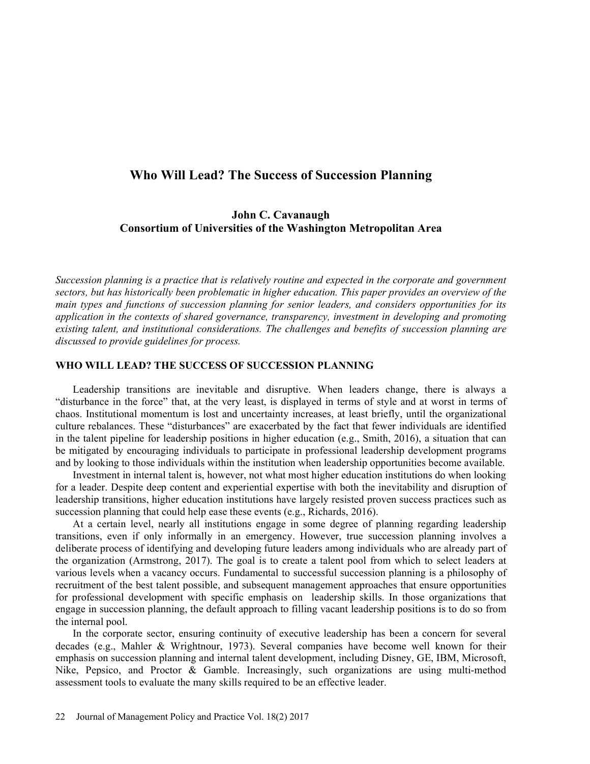# Who Will Lead? The Success of Succession Planning

**John C. Cavanaugh**
**Consortium of Universities of the Washington Metropolitan Area**

*Succession planning is a practice that is relatively routine and expected in the corporate and government sectors, but has historically been problematic in higher education. This paper provides an overview of the main types and functions of succession planning for senior leaders, and considers opportunities for its application in the contexts of shared governance, transparency, investment in developing and promoting existing talent, and institutional considerations. The challenges and benefits of succession planning are discussed to provide guidelines for process.*

## WHO WILL LEAD? THE SUCCESS OF SUCCESSION PLANNING

Leadership transitions are inevitable and disruptive. When leaders change, there is always a "disturbance in the force" that, at the very least, is displayed in terms of style and at worst in terms of chaos. Institutional momentum is lost and uncertainty increases, at least briefly, until the organizational culture rebalances. These "disturbances" are exacerbated by the fact that fewer individuals are identified in the talent pipeline for leadership positions in higher education (e.g., Smith, 2016), a situation that can be mitigated by encouraging individuals to participate in professional leadership development programs and by looking to those individuals within the institution when leadership opportunities become available.

Investment in internal talent is, however, not what most higher education institutions do when looking for a leader. Despite deep content and experiential expertise with both the inevitability and disruption of leadership transitions, higher education institutions have largely resisted proven success practices such as succession planning that could help ease these events (e.g., Richards, 2016).

At a certain level, nearly all institutions engage in some degree of planning regarding leadership transitions, even if only informally in an emergency. However, true succession planning involves a deliberate process of identifying and developing future leaders among individuals who are already part of the organization (Armstrong, 2017). The goal is to create a talent pool from which to select leaders at various levels when a vacancy occurs. Fundamental to successful succession planning is a philosophy of recruitment of the best talent possible, and subsequent management approaches that ensure opportunities for professional development with specific emphasis on leadership skills. In those organizations that engage in succession planning, the default approach to filling vacant leadership positions is to do so from the internal pool.

In the corporate sector, ensuring continuity of executive leadership has been a concern for several decades (e.g., Mahler & Wrightnour, 1973). Several companies have become well known for their emphasis on succession planning and internal talent development, including Disney, GE, IBM, Microsoft, Nike, Pepsico, and Proctor & Gamble. Increasingly, such organizations are using multi-method assessment tools to evaluate the many skills required to be an effective leader.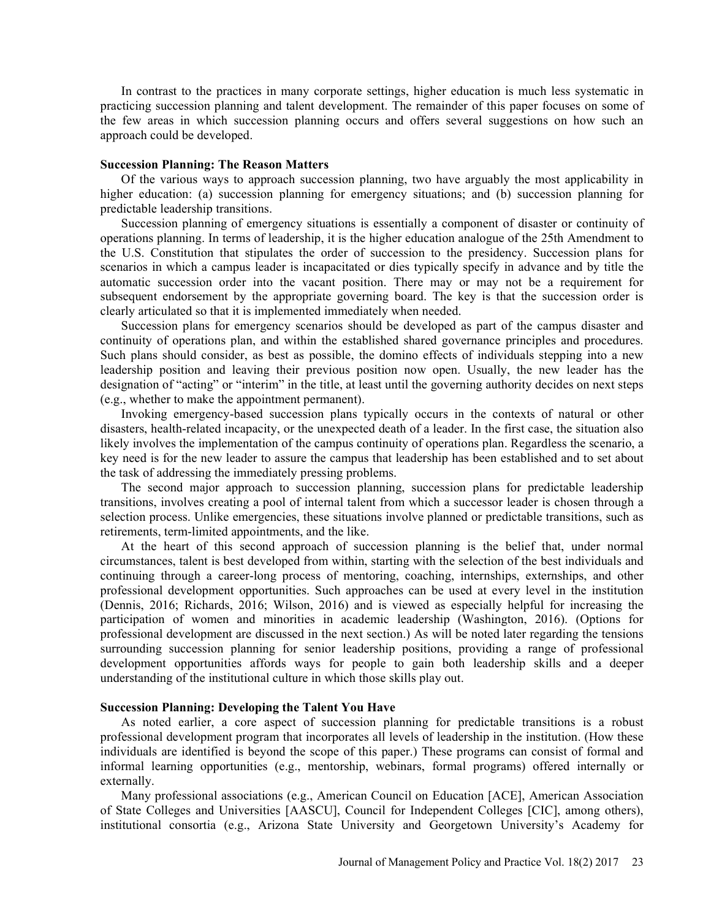In contrast to the practices in many corporate settings, higher education is much less systematic in practicing succession planning and talent development. The remainder of this paper focuses on some of the few areas in which succession planning occurs and offers several suggestions on how such an approach could be developed.

**Succession Planning: The Reason Matters**

Of the various ways to approach succession planning, two have arguably the most applicability in higher education: (a) succession planning for emergency situations; and (b) succession planning for predictable leadership transitions.

Succession planning of emergency situations is essentially a component of disaster or continuity of operations planning. In terms of leadership, it is the higher education analogue of the 25th Amendment to the U.S. Constitution that stipulates the order of succession to the presidency. Succession plans for scenarios in which a campus leader is incapacitated or dies typically specify in advance and by title the automatic succession order into the vacant position. There may or may not be a requirement for subsequent endorsement by the appropriate governing board. The key is that the succession order is clearly articulated so that it is implemented immediately when needed.

Succession plans for emergency scenarios should be developed as part of the campus disaster and continuity of operations plan, and within the established shared governance principles and procedures. Such plans should consider, as best as possible, the domino effects of individuals stepping into a new leadership position and leaving their previous position now open. Usually, the new leader has the designation of "acting" or "interim" in the title, at least until the governing authority decides on next steps (e.g., whether to make the appointment permanent).

Invoking emergency-based succession plans typically occurs in the contexts of natural or other disasters, health-related incapacity, or the unexpected death of a leader. In the first case, the situation also likely involves the implementation of the campus continuity of operations plan. Regardless the scenario, a key need is for the new leader to assure the campus that leadership has been established and to set about the task of addressing the immediately pressing problems.

The second major approach to succession planning, succession plans for predictable leadership transitions, involves creating a pool of internal talent from which a successor leader is chosen through a selection process. Unlike emergencies, these situations involve planned or predictable transitions, such as retirements, term-limited appointments, and the like.

At the heart of this second approach of succession planning is the belief that, under normal circumstances, talent is best developed from within, starting with the selection of the best individuals and continuing through a career-long process of mentoring, coaching, internships, externships, and other professional development opportunities. Such approaches can be used at every level in the institution (Dennis, 2016; Richards, 2016; Wilson, 2016) and is viewed as especially helpful for increasing the participation of women and minorities in academic leadership (Washington, 2016). (Options for professional development are discussed in the next section.) As will be noted later regarding the tensions surrounding succession planning for senior leadership positions, providing a range of professional development opportunities affords ways for people to gain both leadership skills and a deeper understanding of the institutional culture in which those skills play out.

**Succession Planning: Developing the Talent You Have**

As noted earlier, a core aspect of succession planning for predictable transitions is a robust professional development program that incorporates all levels of leadership in the institution. (How these individuals are identified is beyond the scope of this paper.) These programs can consist of formal and informal learning opportunities (e.g., mentorship, webinars, formal programs) offered internally or externally.

Many professional associations (e.g., American Council on Education [ACE], American Association of State Colleges and Universities [AASCU], Council for Independent Colleges [CIC], among others), institutional consortia (e.g., Arizona State University and Georgetown University's Academy for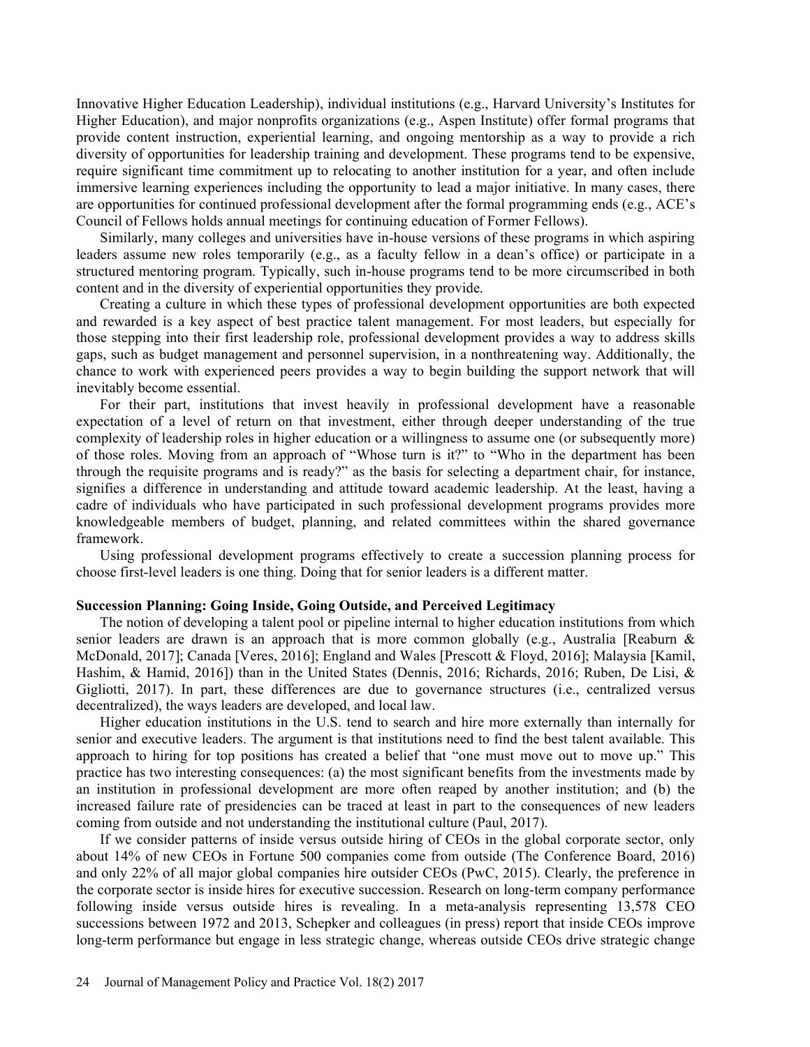Innovative Higher Education Leadership), individual institutions (e.g., Harvard University's Institutes for Higher Education), and major nonprofits organizations (e.g., Aspen Institute) offer formal programs that provide content instruction, experiential learning, and ongoing mentorship as a way to provide a rich diversity of opportunities for leadership training and development. These programs tend to be expensive, require significant time commitment up to relocating to another institution for a year, and often include immersive learning experiences including the opportunity to lead a major initiative. In many cases, there are opportunities for continued professional development after the formal programming ends (e.g., ACE's Council of Fellows holds annual meetings for continuing education of Former Fellows).

Similarly, many colleges and universities have in-house versions of these programs in which aspiring leaders assume new roles temporarily (e.g., as a faculty fellow in a dean's office) or participate in a structured mentoring program. Typically, such in-house programs tend to be more circumscribed in both content and in the diversity of experiential opportunities they provide.

Creating a culture in which these types of professional development opportunities are both expected and rewarded is a key aspect of best practice talent management. For most leaders, but especially for those stepping into their first leadership role, professional development provides a way to address skills gaps, such as budget management and personnel supervision, in a nonthreatening way. Additionally, the chance to work with experienced peers provides a way to begin building the support network that will inevitably become essential.

For their part, institutions that invest heavily in professional development have a reasonable expectation of a level of return on that investment, either through deeper understanding of the true complexity of leadership roles in higher education or a willingness to assume one (or subsequently more) of those roles. Moving from an approach of "Whose turn is it?" to "Who in the department has been through the requisite programs and is ready?" as the basis for selecting a department chair, for instance, signifies a difference in understanding and attitude toward academic leadership. At the least, having a cadre of individuals who have participated in such professional development programs provides more knowledgeable members of budget, planning, and related committees within the shared governance framework.

Using professional development programs effectively to create a succession planning process for choose first-level leaders is one thing. Doing that for senior leaders is a different matter.

**Succession Planning: Going Inside, Going Outside, and Perceived Legitimacy**

The notion of developing a talent pool or pipeline internal to higher education institutions from which senior leaders are drawn is an approach that is more common globally (e.g., Australia [Reaburn & McDonald, 2017]; Canada [Veres, 2016]; England and Wales [Prescott & Floyd, 2016]; Malaysia [Kamil, Hashim, & Hamid, 2016]) than in the United States (Dennis, 2016; Richards, 2016; Ruben, De Lisi, & Gigliotti, 2017). In part, these differences are due to governance structures (i.e., centralized versus decentralized), the ways leaders are developed, and local law.

Higher education institutions in the U.S. tend to search and hire more externally than internally for senior and executive leaders. The argument is that institutions need to find the best talent available. This approach to hiring for top positions has created a belief that "one must move out to move up." This practice has two interesting consequences: (a) the most significant benefits from the investments made by an institution in professional development are more often reaped by another institution; and (b) the increased failure rate of presidencies can be traced at least in part to the consequences of new leaders coming from outside and not understanding the institutional culture (Paul, 2017).

If we consider patterns of inside versus outside hiring of CEOs in the global corporate sector, only about 14% of new CEOs in Fortune 500 companies come from outside (The Conference Board, 2016) and only 22% of all major global companies hire outsider CEOs (PwC, 2015). Clearly, the preference in the corporate sector is inside hires for executive succession. Research on long-term company performance following inside versus outside hires is revealing. In a meta-analysis representing 13,578 CEO successions between 1972 and 2013, Schepker and colleagues (in press) report that inside CEOs improve long-term performance but engage in less strategic change, whereas outside CEOs drive strategic change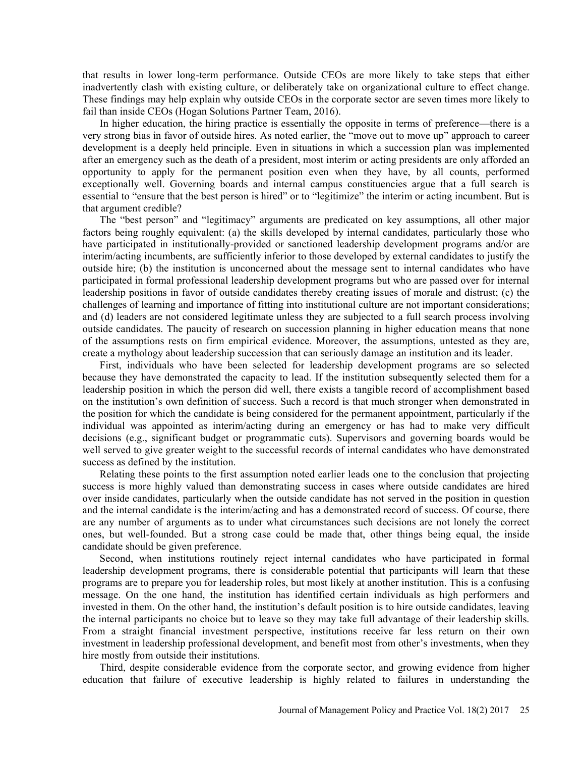that results in lower long-term performance. Outside CEOs are more likely to take steps that either inadvertently clash with existing culture, or deliberately take on organizational culture to effect change. These findings may help explain why outside CEOs in the corporate sector are seven times more likely to fail than inside CEOs (Hogan Solutions Partner Team, 2016).

In higher education, the hiring practice is essentially the opposite in terms of preference—there is a very strong bias in favor of outside hires. As noted earlier, the "move out to move up" approach to career development is a deeply held principle. Even in situations in which a succession plan was implemented after an emergency such as the death of a president, most interim or acting presidents are only afforded an opportunity to apply for the permanent position even when they have, by all counts, performed exceptionally well. Governing boards and internal campus constituencies argue that a full search is essential to "ensure that the best person is hired" or to "legitimize" the interim or acting incumbent. But is that argument credible?

The "best person" and "legitimacy" arguments are predicated on key assumptions, all other major factors being roughly equivalent: (a) the skills developed by internal candidates, particularly those who have participated in institutionally-provided or sanctioned leadership development programs and/or are interim/acting incumbents, are sufficiently inferior to those developed by external candidates to justify the outside hire; (b) the institution is unconcerned about the message sent to internal candidates who have participated in formal professional leadership development programs but who are passed over for internal leadership positions in favor of outside candidates thereby creating issues of morale and distrust; (c) the challenges of learning and importance of fitting into institutional culture are not important considerations; and (d) leaders are not considered legitimate unless they are subjected to a full search process involving outside candidates. The paucity of research on succession planning in higher education means that none of the assumptions rests on firm empirical evidence. Moreover, the assumptions, untested as they are, create a mythology about leadership succession that can seriously damage an institution and its leader.

First, individuals who have been selected for leadership development programs are so selected because they have demonstrated the capacity to lead. If the institution subsequently selected them for a leadership position in which the person did well, there exists a tangible record of accomplishment based on the institution's own definition of success. Such a record is that much stronger when demonstrated in the position for which the candidate is being considered for the permanent appointment, particularly if the individual was appointed as interim/acting during an emergency or has had to make very difficult decisions (e.g., significant budget or programmatic cuts). Supervisors and governing boards would be well served to give greater weight to the successful records of internal candidates who have demonstrated success as defined by the institution.

Relating these points to the first assumption noted earlier leads one to the conclusion that projecting success is more highly valued than demonstrating success in cases where outside candidates are hired over inside candidates, particularly when the outside candidate has not served in the position in question and the internal candidate is the interim/acting and has a demonstrated record of success. Of course, there are any number of arguments as to under what circumstances such decisions are not lonely the correct ones, but well-founded. But a strong case could be made that, other things being equal, the inside candidate should be given preference.

Second, when institutions routinely reject internal candidates who have participated in formal leadership development programs, there is considerable potential that participants will learn that these programs are to prepare you for leadership roles, but most likely at another institution. This is a confusing message. On the one hand, the institution has identified certain individuals as high performers and invested in them. On the other hand, the institution's default position is to hire outside candidates, leaving the internal participants no choice but to leave so they may take full advantage of their leadership skills. From a straight financial investment perspective, institutions receive far less return on their own investment in leadership professional development, and benefit most from other's investments, when they hire mostly from outside their institutions.

Third, despite considerable evidence from the corporate sector, and growing evidence from higher education that failure of executive leadership is highly related to failures in understanding the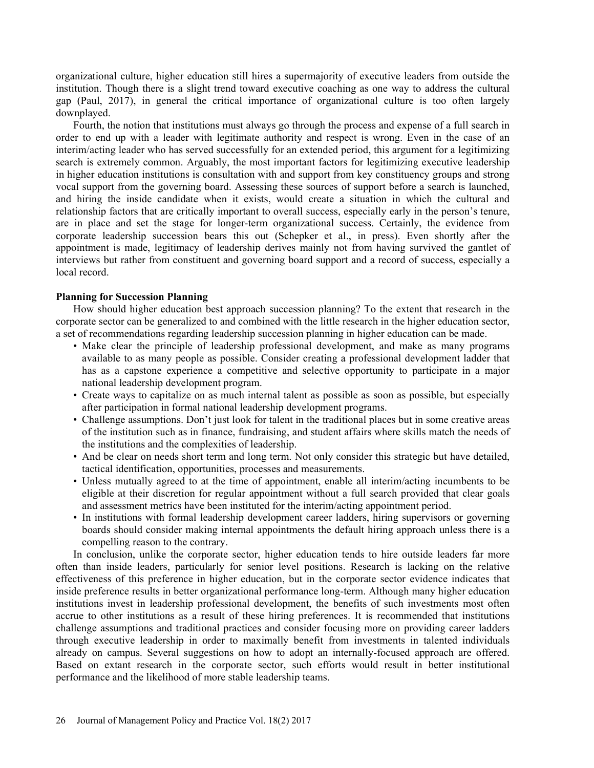organizational culture, higher education still hires a supermajority of executive leaders from outside the institution. Though there is a slight trend toward executive coaching as one way to address the cultural gap (Paul, 2017), in general the critical importance of organizational culture is too often largely downplayed.

Fourth, the notion that institutions must always go through the process and expense of a full search in order to end up with a leader with legitimate authority and respect is wrong. Even in the case of an interim/acting leader who has served successfully for an extended period, this argument for a legitimizing search is extremely common. Arguably, the most important factors for legitimizing executive leadership in higher education institutions is consultation with and support from key constituency groups and strong vocal support from the governing board. Assessing these sources of support before a search is launched, and hiring the inside candidate when it exists, would create a situation in which the cultural and relationship factors that are critically important to overall success, especially early in the person's tenure, are in place and set the stage for longer-term organizational success. Certainly, the evidence from corporate leadership succession bears this out (Schepker et al., in press). Even shortly after the appointment is made, legitimacy of leadership derives mainly not from having survived the gantlet of interviews but rather from constituent and governing board support and a record of success, especially a local record.

## Planning for Succession Planning

How should higher education best approach succession planning? To the extent that research in the corporate sector can be generalized to and combined with the little research in the higher education sector, a set of recommendations regarding leadership succession planning in higher education can be made.

- Make clear the principle of leadership professional development, and make as many programs available to as many people as possible. Consider creating a professional development ladder that has as a capstone experience a competitive and selective opportunity to participate in a major national leadership development program.
- Create ways to capitalize on as much internal talent as possible as soon as possible, but especially after participation in formal national leadership development programs.
- Challenge assumptions. Don't just look for talent in the traditional places but in some creative areas of the institution such as in finance, fundraising, and student affairs where skills match the needs of the institutions and the complexities of leadership.
- And be clear on needs short term and long term. Not only consider this strategic but have detailed, tactical identification, opportunities, processes and measurements.
- Unless mutually agreed to at the time of appointment, enable all interim/acting incumbents to be eligible at their discretion for regular appointment without a full search provided that clear goals and assessment metrics have been instituted for the interim/acting appointment period.
- In institutions with formal leadership development career ladders, hiring supervisors or governing boards should consider making internal appointments the default hiring approach unless there is a compelling reason to the contrary.

In conclusion, unlike the corporate sector, higher education tends to hire outside leaders far more often than inside leaders, particularly for senior level positions. Research is lacking on the relative effectiveness of this preference in higher education, but in the corporate sector evidence indicates that inside preference results in better organizational performance long-term. Although many higher education institutions invest in leadership professional development, the benefits of such investments most often accrue to other institutions as a result of these hiring preferences. It is recommended that institutions challenge assumptions and traditional practices and consider focusing more on providing career ladders through executive leadership in order to maximally benefit from investments in talented individuals already on campus. Several suggestions on how to adopt an internally-focused approach are offered. Based on extant research in the corporate sector, such efforts would result in better institutional performance and the likelihood of more stable leadership teams.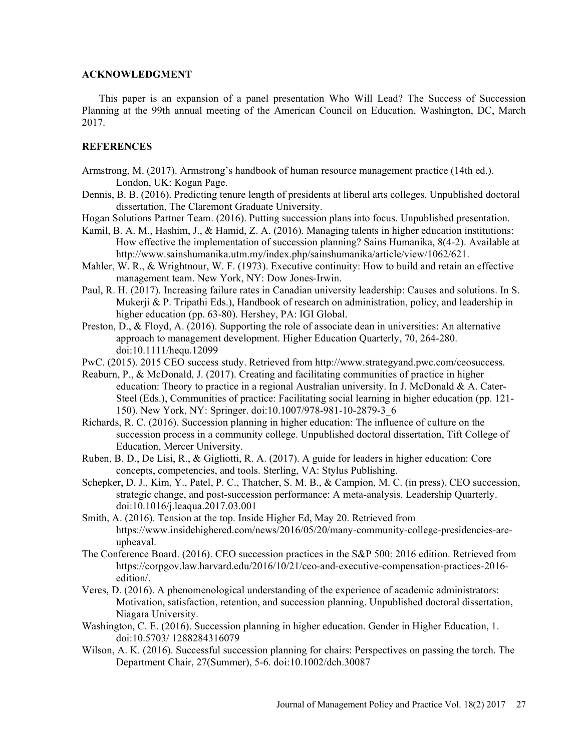## ACKNOWLEDGMENT

This paper is an expansion of a panel presentation Who Will Lead? The Success of Succession Planning at the 99th annual meeting of the American Council on Education, Washington, DC, March 2017.

## REFERENCES

Armstrong, M. (2017). Armstrong's handbook of human resource management practice (14th ed.). London, UK: Kogan Page.

Dennis, B. B. (2016). Predicting tenure length of presidents at liberal arts colleges. Unpublished doctoral dissertation, The Claremont Graduate University.

Hogan Solutions Partner Team. (2016). Putting succession plans into focus. Unpublished presentation.

Kamil, B. A. M., Hashim, J., & Hamid, Z. A. (2016). Managing talents in higher education institutions: How effective the implementation of succession planning? Sains Humanika, 8(4-2). Available at http://www.sainshumanika.utm.my/index.php/sainshumanika/article/view/1062/621.

Mahler, W. R., & Wrightnour, W. F. (1973). Executive continuity: How to build and retain an effective management team. New York, NY: Dow Jones-Irwin.

Paul, R. H. (2017). Increasing failure rates in Canadian university leadership: Causes and solutions. In S. Mukerji & P. Tripathi Eds.), Handbook of research on administration, policy, and leadership in higher education (pp. 63-80). Hershey, PA: IGI Global.

Preston, D., & Floyd, A. (2016). Supporting the role of associate dean in universities: An alternative approach to management development. Higher Education Quarterly, 70, 264-280. doi:10.1111/hequ.12099

PwC. (2015). 2015 CEO success study. Retrieved from http://www.strategyand.pwc.com/ceosuccess.

Reaburn, P., & McDonald, J. (2017). Creating and facilitating communities of practice in higher education: Theory to practice in a regional Australian university. In J. McDonald & A. Cater-Steel (Eds.), Communities of practice: Facilitating social learning in higher education (pp. 121-150). New York, NY: Springer. doi:10.1007/978-981-10-2879-3_6

Richards, R. C. (2016). Succession planning in higher education: The influence of culture on the succession process in a community college. Unpublished doctoral dissertation, Tift College of Education, Mercer University.

Ruben, B. D., De Lisi, R., & Gigliotti, R. A. (2017). A guide for leaders in higher education: Core concepts, competencies, and tools. Sterling, VA: Stylus Publishing.

Schepker, D. J., Kim, Y., Patel, P. C., Thatcher, S. M. B., & Campion, M. C. (in press). CEO succession, strategic change, and post-succession performance: A meta-analysis. Leadership Quarterly. doi:10.1016/j.leaqua.2017.03.001

Smith, A. (2016). Tension at the top. Inside Higher Ed, May 20. Retrieved from https://www.insidehighered.com/news/2016/05/20/many-community-college-presidencies-are-upheaval.

The Conference Board. (2016). CEO succession practices in the S&P 500: 2016 edition. Retrieved from https://corpgov.law.harvard.edu/2016/10/21/ceo-and-executive-compensation-practices-2016-edition/.

Veres, D. (2016). A phenomenological understanding of the experience of academic administrators: Motivation, satisfaction, retention, and succession planning. Unpublished doctoral dissertation, Niagara University.

Washington, C. E. (2016). Succession planning in higher education. Gender in Higher Education, 1. doi:10.5703/ 1288284316079

Wilson, A. K. (2016). Successful succession planning for chairs: Perspectives on passing the torch. The Department Chair, 27(Summer), 5-6. doi:10.1002/dch.30087